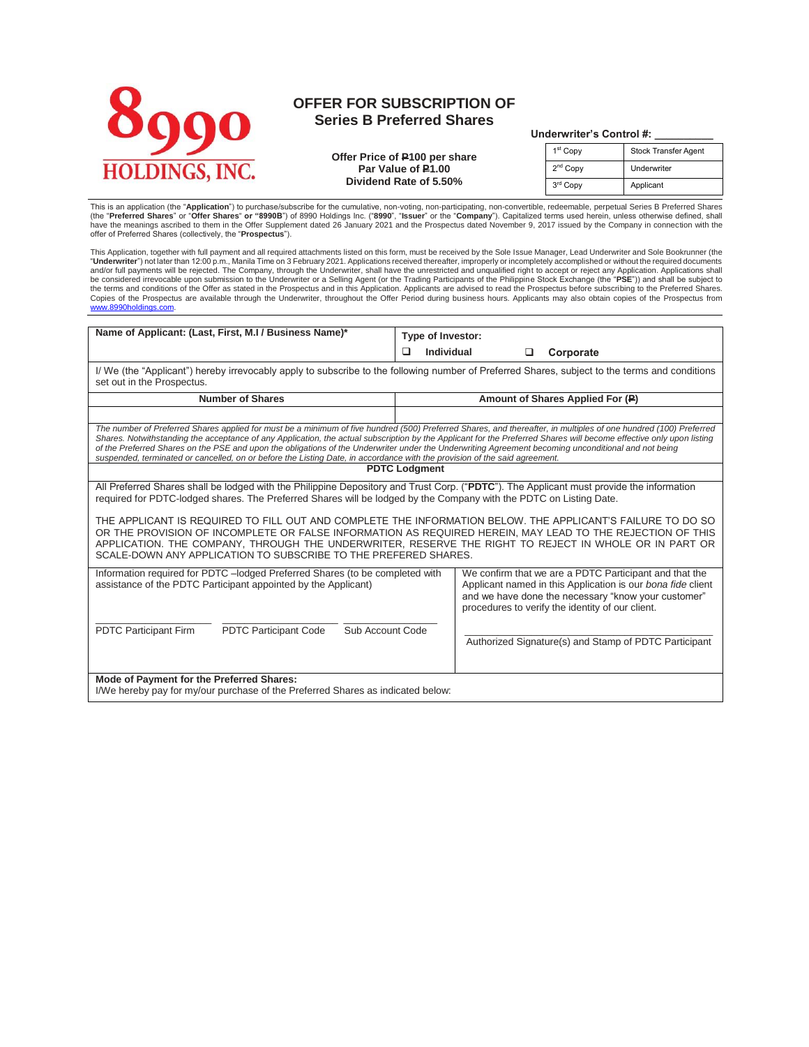# 8990 HOLDINGS, INC.

## OFFER FOR SUBSCRIPTION OF Series B Preferred Shares

**Offer Price of ₱100 per share**
**Par Value of ₱1.00**
**Dividend Rate of 5.50%**

**Underwriter's Control #: __________**

| | |
|---|---|
| 1st Copy | Stock Transfer Agent |
| 2nd Copy | Underwriter |
| 3rd Copy | Applicant |

This is an application (the "**Application**") to purchase/subscribe for the cumulative, non-voting, non-participating, non-convertible, redeemable, perpetual Series B Preferred Shares (the "**Preferred Shares**" or "**Offer Shares**" **or "8990B"**) of 8990 Holdings Inc. ("**8990**", "**Issuer**" or the "**Company**"). Capitalized terms used herein, unless otherwise defined, shall have the meanings ascribed to them in the Offer Supplement dated 26 January 2021 and the Prospectus dated November 9, 2017 issued by the Company in connection with the offer of Preferred Shares (collectively, the "**Prospectus**").

This Application, together with full payment and all required attachments listed on this form, must be received by the Sole Issue Manager, Lead Underwriter and Sole Bookrunner (the "**Underwriter**") not later than 12:00 p.m., Manila Time on 3 February 2021. Applications received thereafter, improperly or incompletely accomplished or without the required documents and/or full payments will be rejected. The Company, through the Underwriter, shall have the unrestricted and unqualified right to accept or reject any Application. Applications shall be considered irrevocable upon submission to the Underwriter or a Selling Agent (or the Trading Participants of the Philippine Stock Exchange (the "**PSE**")) and shall be subject to the terms and conditions of the Offer as stated in the Prospectus and in this Application. Applicants are advised to read the Prospectus before subscribing to the Preferred Shares. Copies of the Prospectus are available through the Underwriter, throughout the Offer Period during business hours. Applicants may also obtain copies of the Prospectus from www.8990holdings.com.

| **Name of Applicant: (Last, First, M.I / Business Name)*** | **Type of Investor:** ☐ **Individual** ☐ **Corporate** |
|---|---|

I/ We (the "Applicant") hereby irrevocably apply to subscribe to the following number of Preferred Shares, subject to the terms and conditions set out in the Prospectus.

| **Number of Shares** | **Amount of Shares Applied For (₱)** |
|---|---|
| | |

*The number of Preferred Shares applied for must be a minimum of five hundred (500) Preferred Shares, and thereafter, in multiples of one hundred (100) Preferred Shares. Notwithstanding the acceptance of any Application, the actual subscription by the Applicant for the Preferred Shares will become effective only upon listing of the Preferred Shares on the PSE and upon the obligations of the Underwriter under the Underwriting Agreement becoming unconditional and not being suspended, terminated or cancelled, on or before the Listing Date, in accordance with the provision of the said agreement.*

### PDTC Lodgment

All Preferred Shares shall be lodged with the Philippine Depository and Trust Corp. ("**PDTC**"). The Applicant must provide the information required for PDTC-lodged shares. The Preferred Shares will be lodged by the Company with the PDTC on Listing Date.

THE APPLICANT IS REQUIRED TO FILL OUT AND COMPLETE THE INFORMATION BELOW. THE APPLICANT'S FAILURE TO DO SO OR THE PROVISION OF INCOMPLETE OR FALSE INFORMATION AS REQUIRED HEREIN, MAY LEAD TO THE REJECTION OF THIS APPLICATION. THE COMPANY, THROUGH THE UNDERWRITER, RESERVE THE RIGHT TO REJECT IN WHOLE OR IN PART OR SCALE-DOWN ANY APPLICATION TO SUBSCRIBE TO THE PREFERED SHARES.

| Information required for PDTC –lodged Preferred Shares (to be completed with assistance of the PDTC Participant appointed by the Applicant) | We confirm that we are a PDTC Participant and that the Applicant named in this Application is our *bona fide* client and we have done the necessary "know your customer" procedures to verify the identity of our client. |
|---|---|
| ______________ PDTC Participant Firm &nbsp;&nbsp; ______________ PDTC Participant Code &nbsp;&nbsp; ______________ Sub Account Code | ______________________________ Authorized Signature(s) and Stamp of PDTC Participant |

**Mode of Payment for the Preferred Shares:**
I/We hereby pay for my/our purchase of the Preferred Shares as indicated below: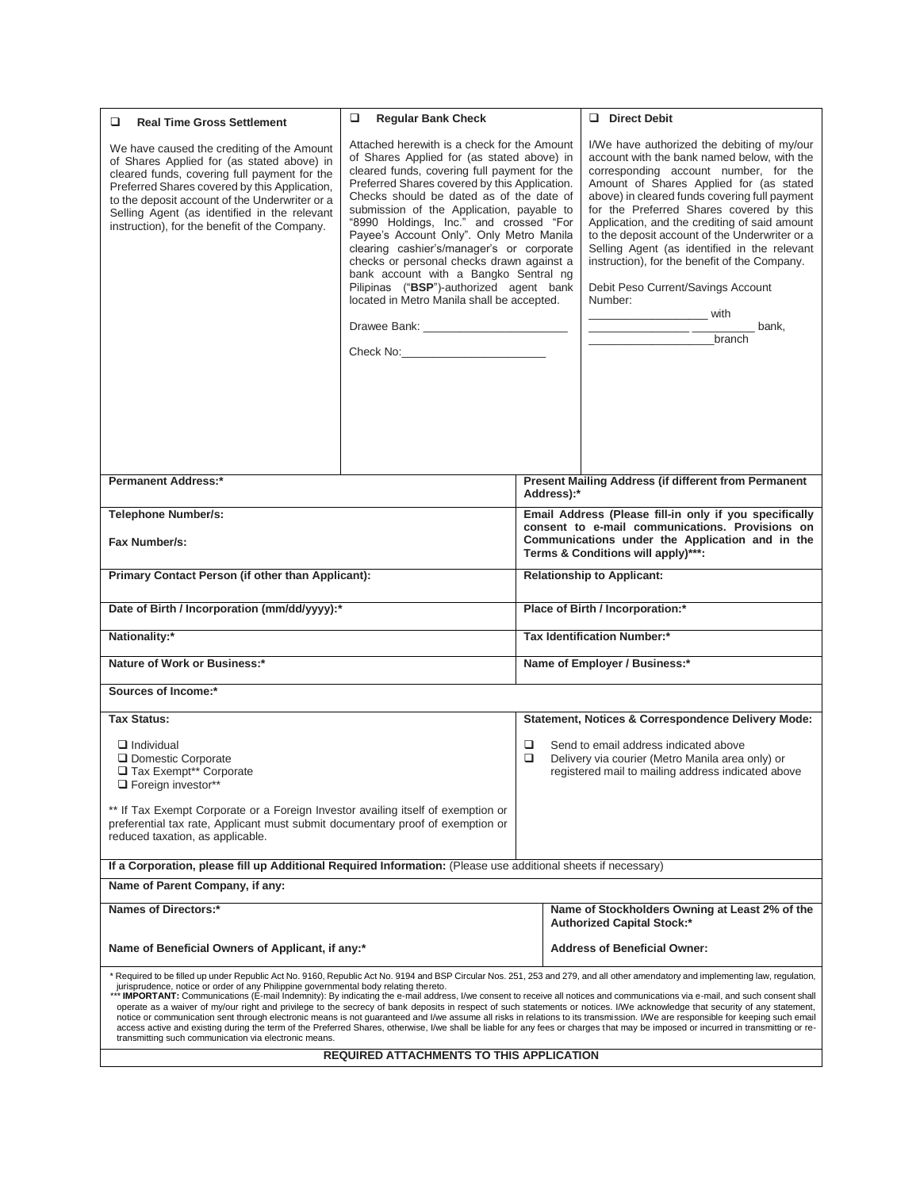| ❑ **Real Time Gross Settlement** | ❑ **Regular Bank Check** | ❑ **Direct Debit** |
|---|---|---|
| We have caused the crediting of the Amount of Shares Applied for (as stated above) in cleared funds, covering full payment for the Preferred Shares covered by this Application, to the deposit account of the Underwriter or a Selling Agent (as identified in the relevant instruction), for the benefit of the Company. | Attached herewith is a check for the Amount of Shares Applied for (as stated above) in cleared funds, covering full payment for the Preferred Shares covered by this Application. Checks should be dated as of the date of submission of the Application, payable to "8990 Holdings, Inc." and crossed "For Payee's Account Only". Only Metro Manila clearing cashier's/manager's or corporate checks or personal checks drawn against a bank account with a Bangko Sentral ng Pilipinas ("**BSP**")-authorized agent bank located in Metro Manila shall be accepted.<br><br>Drawee Bank: _______________________<br><br>Check No: _______________________ | I/We have authorized the debiting of my/our account with the bank named below, with the corresponding account number, for the Amount of Shares Applied for (as stated above) in cleared funds covering full payment for the Preferred Shares covered by this Application, and the crediting of said amount to the deposit account of the Underwriter or a Selling Agent (as identified in the relevant instruction), for the benefit of the Company.<br><br>Debit Peso Current/Savings Account Number:<br>__________________ with<br>_______________ _________ bank,<br>___________________branch |

| | |
|---|---|
| **Permanent Address:*** | **Present Mailing Address (if different from Permanent Address):*** |
| **Telephone Number/s:**<br><br>**Fax Number/s:** | **Email Address (Please fill-in only if you specifically consent to e-mail communications. Provisions on Communications under the Application and in the Terms & Conditions will apply)*****: |
| **Primary Contact Person (if other than Applicant):** | **Relationship to Applicant:** |
| **Date of Birth / Incorporation (mm/dd/yyyy):*** | **Place of Birth / Incorporation:*** |
| **Nationality:*** | **Tax Identification Number:*** |
| **Nature of Work or Business:*** | **Name of Employer / Business:*** |
| **Sources of Income:*** | |
| **Tax Status:**<br><br>❑ Individual<br>❑ Domestic Corporate<br>❑ Tax Exempt** Corporate<br>❑ Foreign investor**<br><br>** If Tax Exempt Corporate or a Foreign Investor availing itself of exemption or preferential tax rate, Applicant must submit documentary proof of exemption or reduced taxation, as applicable. | **Statement, Notices & Correspondence Delivery Mode:**<br><br>❑ Send to email address indicated above<br>❑ Delivery via courier (Metro Manila area only) or registered mail to mailing address indicated above |
| **If a Corporation, please fill up Additional Required Information:** (Please use additional sheets if necessary) | |
| **Name of Parent Company, if any:** | |
| **Names of Directors:*** | **Name of Stockholders Owning at Least 2% of the Authorized Capital Stock:*** |
| **Name of Beneficial Owners of Applicant, if any:*** | **Address of Beneficial Owner:** |

* Required to be filled up under Republic Act No. 9160, Republic Act No. 9194 and BSP Circular Nos. 251, 253 and 279, and all other amendatory and implementing law, regulation, jurisprudence, notice or order of any Philippine governmental body relating thereto.

*** **IMPORTANT:** Communications (E-mail Indemnity): By indicating the e-mail address, I/we consent to receive all notices and communications via e-mail, and such consent shall operate as a waiver of my/our right and privilege to the secrecy of bank deposits in respect of such statements or notices. I/We acknowledge that security of any statement, notice or communication sent through electronic means is not guaranteed and I/we assume all risks in relations to its transmission. I/We are responsible for keeping such email access active and existing during the term of the Preferred Shares, otherwise, I/we shall be liable for any fees or charges that may be imposed or incurred in transmitting or re-transmitting such communication via electronic means.

**REQUIRED ATTACHMENTS TO THIS APPLICATION**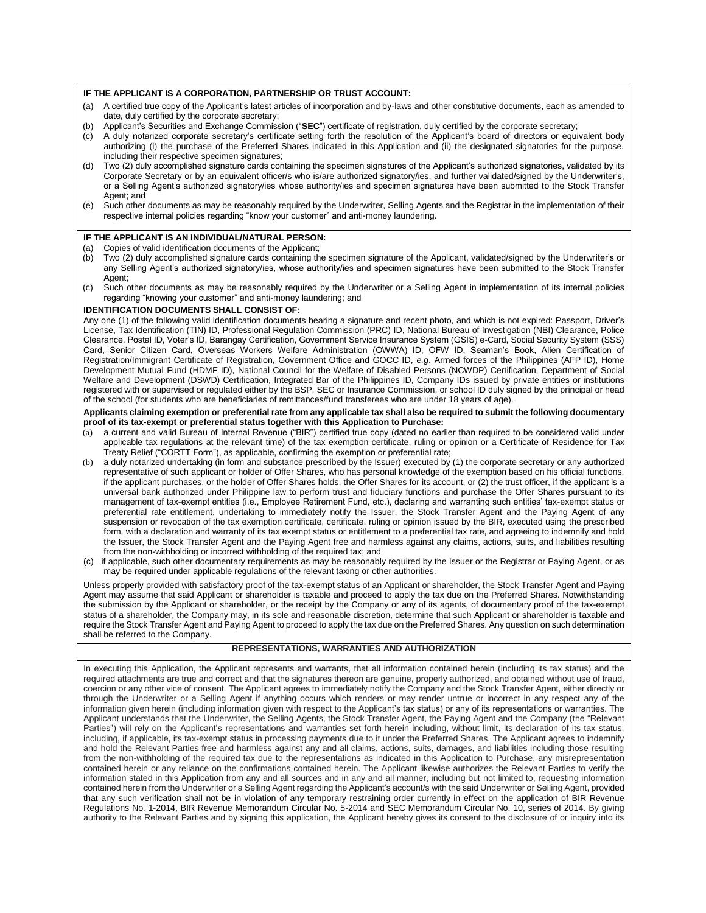**IF THE APPLICANT IS A CORPORATION, PARTNERSHIP OR TRUST ACCOUNT:**

(a) A certified true copy of the Applicant's latest articles of incorporation and by-laws and other constitutive documents, each as amended to date, duly certified by the corporate secretary;
(b) Applicant's Securities and Exchange Commission ("**SEC**") certificate of registration, duly certified by the corporate secretary;
(c) A duly notarized corporate secretary's certificate setting forth the resolution of the Applicant's board of directors or equivalent body authorizing (i) the purchase of the Preferred Shares indicated in this Application and (ii) the designated signatories for the purpose, including their respective specimen signatures;
(d) Two (2) duly accomplished signature cards containing the specimen signatures of the Applicant's authorized signatories, validated by its Corporate Secretary or by an equivalent officer/s who is/are authorized signatory/ies, and further validated/signed by the Underwriter's, or a Selling Agent's authorized signatory/ies whose authority/ies and specimen signatures have been submitted to the Stock Transfer Agent; and
(e) Such other documents as may be reasonably required by the Underwriter, Selling Agents and the Registrar in the implementation of their respective internal policies regarding "know your customer" and anti-money laundering.

**IF THE APPLICANT IS AN INDIVIDUAL/NATURAL PERSON:**

(a) Copies of valid identification documents of the Applicant;
(b) Two (2) duly accomplished signature cards containing the specimen signature of the Applicant, validated/signed by the Underwriter's or any Selling Agent's authorized signatory/ies, whose authority/ies and specimen signatures have been submitted to the Stock Transfer Agent;
(c) Such other documents as may be reasonably required by the Underwriter or a Selling Agent in implementation of its internal policies regarding "knowing your customer" and anti-money laundering; and

**IDENTIFICATION DOCUMENTS SHALL CONSIST OF:**

Any one (1) of the following valid identification documents bearing a signature and recent photo, and which is not expired: Passport, Driver's License, Tax Identification (TIN) ID, Professional Regulation Commission (PRC) ID, National Bureau of Investigation (NBI) Clearance, Police Clearance, Postal ID, Voter's ID, Barangay Certification, Government Service Insurance System (GSIS) e-Card, Social Security System (SSS) Card, Senior Citizen Card, Overseas Workers Welfare Administration (OWWA) ID, OFW ID, Seaman's Book, Alien Certification of Registration/Immigrant Certificate of Registration, Government Office and GOCC ID, *e.g.* Armed forces of the Philippines (AFP ID), Home Development Mutual Fund (HDMF ID), National Council for the Welfare of Disabled Persons (NCWDP) Certification, Department of Social Welfare and Development (DSWD) Certification, Integrated Bar of the Philippines ID, Company IDs issued by private entities or institutions registered with or supervised or regulated either by the BSP, SEC or Insurance Commission, or school ID duly signed by the principal or head of the school (for students who are beneficiaries of remittances/fund transferees who are under 18 years of age).

**Applicants claiming exemption or preferential rate from any applicable tax shall also be required to submit the following documentary proof of its tax-exempt or preferential status together with this Application to Purchase:**

(a) a current and valid Bureau of Internal Revenue ("BIR") certified true copy (dated no earlier than required to be considered valid under applicable tax regulations at the relevant time) of the tax exemption certificate, ruling or opinion or a Certificate of Residence for Tax Treaty Relief ("CORTT Form"), as applicable, confirming the exemption or preferential rate;
(b) a duly notarized undertaking (in form and substance prescribed by the Issuer) executed by (1) the corporate secretary or any authorized representative of such applicant or holder of Offer Shares, who has personal knowledge of the exemption based on his official functions, if the applicant purchases, or the holder of Offer Shares holds, the Offer Shares for its account, or (2) the trust officer, if the applicant is a universal bank authorized under Philippine law to perform trust and fiduciary functions and purchase the Offer Shares pursuant to its management of tax-exempt entities (i.e., Employee Retirement Fund, etc.), declaring and warranting such entities' tax-exempt status or preferential rate entitlement, undertaking to immediately notify the Issuer, the Stock Transfer Agent and the Paying Agent of any suspension or revocation of the tax exemption certificate, certificate, ruling or opinion issued by the BIR, executed using the prescribed form, with a declaration and warranty of its tax exempt status or entitlement to a preferential tax rate, and agreeing to indemnify and hold the Issuer, the Stock Transfer Agent and the Paying Agent free and harmless against any claims, actions, suits, and liabilities resulting from the non-withholding or incorrect withholding of the required tax; and
(c) if applicable, such other documentary requirements as may be reasonably required by the Issuer or the Registrar or Paying Agent, or as may be required under applicable regulations of the relevant taxing or other authorities.

Unless properly provided with satisfactory proof of the tax-exempt status of an Applicant or shareholder, the Stock Transfer Agent and Paying Agent may assume that said Applicant or shareholder is taxable and proceed to apply the tax due on the Preferred Shares. Notwithstanding the submission by the Applicant or shareholder, or the receipt by the Company or any of its agents, of documentary proof of the tax-exempt status of a shareholder, the Company may, in its sole and reasonable discretion, determine that such Applicant or shareholder is taxable and require the Stock Transfer Agent and Paying Agent to proceed to apply the tax due on the Preferred Shares. Any question on such determination shall be referred to the Company.

## REPRESENTATIONS, WARRANTIES AND AUTHORIZATION

In executing this Application, the Applicant represents and warrants, that all information contained herein (including its tax status) and the required attachments are true and correct and that the signatures thereon are genuine, properly authorized, and obtained without use of fraud, coercion or any other vice of consent. The Applicant agrees to immediately notify the Company and the Stock Transfer Agent, either directly or through the Underwriter or a Selling Agent if anything occurs which renders or may render untrue or incorrect in any respect any of the information given herein (including information given with respect to the Applicant's tax status) or any of its representations or warranties. The Applicant understands that the Underwriter, the Selling Agents, the Stock Transfer Agent, the Paying Agent and the Company (the "Relevant Parties") will rely on the Applicant's representations and warranties set forth herein including, without limit, its declaration of its tax status, including, if applicable, its tax-exempt status in processing payments due to it under the Preferred Shares. The Applicant agrees to indemnify and hold the Relevant Parties free and harmless against any and all claims, actions, suits, damages, and liabilities including those resulting from the non-withholding of the required tax due to the representations as indicated in this Application to Purchase, any misrepresentation contained herein or any reliance on the confirmations contained herein. The Applicant likewise authorizes the Relevant Parties to verify the information stated in this Application from any and all sources and in any and all manner, including but not limited to, requesting information contained herein from the Underwriter or a Selling Agent regarding the Applicant's account/s with the said Underwriter or Selling Agent, provided that any such verification shall not be in violation of any temporary restraining order currently in effect on the application of BIR Revenue Regulations No. 1-2014, BIR Revenue Memorandum Circular No. 5-2014 and SEC Memorandum Circular No. 10, series of 2014. By giving authority to the Relevant Parties and by signing this application, the Applicant hereby gives its consent to the disclosure of or inquiry into its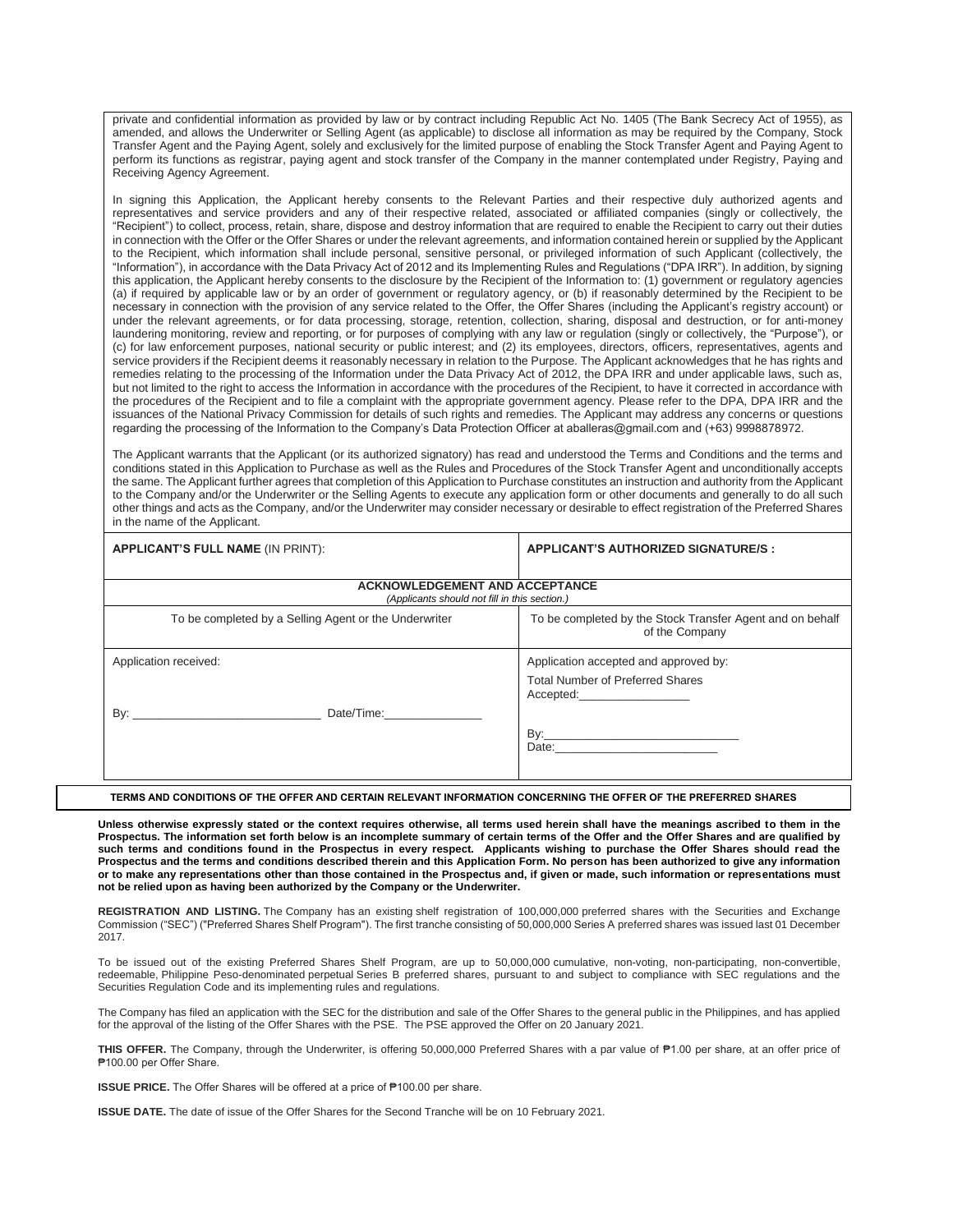private and confidential information as provided by law or by contract including Republic Act No. 1405 (The Bank Secrecy Act of 1955), as amended, and allows the Underwriter or Selling Agent (as applicable) to disclose all information as may be required by the Company, Stock Transfer Agent and the Paying Agent, solely and exclusively for the limited purpose of enabling the Stock Transfer Agent and Paying Agent to perform its functions as registrar, paying agent and stock transfer of the Company in the manner contemplated under Registry, Paying and Receiving Agency Agreement.

In signing this Application, the Applicant hereby consents to the Relevant Parties and their respective duly authorized agents and representatives and service providers and any of their respective related, associated or affiliated companies (singly or collectively, the "Recipient") to collect, process, retain, share, dispose and destroy information that are required to enable the Recipient to carry out their duties in connection with the Offer or the Offer Shares or under the relevant agreements, and information contained herein or supplied by the Applicant to the Recipient, which information shall include personal, sensitive personal, or privileged information of such Applicant (collectively, the "Information"), in accordance with the Data Privacy Act of 2012 and its Implementing Rules and Regulations ("DPA IRR"). In addition, by signing this application, the Applicant hereby consents to the disclosure by the Recipient of the Information to: (1) government or regulatory agencies (a) if required by applicable law or by an order of government or regulatory agency, or (b) if reasonably determined by the Recipient to be necessary in connection with the provision of any service related to the Offer, the Offer Shares (including the Applicant's registry account) or under the relevant agreements, or for data processing, storage, retention, collection, sharing, disposal and destruction, or for anti-money laundering monitoring, review and reporting, or for purposes of complying with any law or regulation (singly or collectively, the "Purpose"), or (c) for law enforcement purposes, national security or public interest; and (2) its employees, directors, officers, representatives, agents and service providers if the Recipient deems it reasonably necessary in relation to the Purpose. The Applicant acknowledges that he has rights and remedies relating to the processing of the Information under the Data Privacy Act of 2012, the DPA IRR and under applicable laws, such as, but not limited to the right to access the Information in accordance with the procedures of the Recipient, to have it corrected in accordance with the procedures of the Recipient and to file a complaint with the appropriate government agency. Please refer to the DPA, DPA IRR and the issuances of the National Privacy Commission for details of such rights and remedies. The Applicant may address any concerns or questions regarding the processing of the Information to the Company's Data Protection Officer at aballeras@gmail.com and (+63) 9998878972.

The Applicant warrants that the Applicant (or its authorized signatory) has read and understood the Terms and Conditions and the terms and conditions stated in this Application to Purchase as well as the Rules and Procedures of the Stock Transfer Agent and unconditionally accepts the same. The Applicant further agrees that completion of this Application to Purchase constitutes an instruction and authority from the Applicant to the Company and/or the Underwriter or the Selling Agents to execute any application form or other documents and generally to do all such other things and acts as the Company, and/or the Underwriter may consider necessary or desirable to effect registration of the Preferred Shares in the name of the Applicant.

| **APPLICANT'S FULL NAME** (IN PRINT): | **APPLICANT'S AUTHORIZED SIGNATURE/S :** |
|---|---|
| **ACKNOWLEDGEMENT AND ACCEPTANCE** *(Applicants should not fill in this section.)* | |
| To be completed by a Selling Agent or the Underwriter | To be completed by the Stock Transfer Agent and on behalf of the Company |
| Application received:<br><br>By: ____________________________ Date/Time:_______________ | Application accepted and approved by:<br>Total Number of Preferred Shares Accepted:_________________<br><br>By:______________________________<br>Date:________________________ |

**TERMS AND CONDITIONS OF THE OFFER AND CERTAIN RELEVANT INFORMATION CONCERNING THE OFFER OF THE PREFERRED SHARES**

**Unless otherwise expressly stated or the context requires otherwise, all terms used herein shall have the meanings ascribed to them in the Prospectus. The information set forth below is an incomplete summary of certain terms of the Offer and the Offer Shares and are qualified by such terms and conditions found in the Prospectus in every respect. Applicants wishing to purchase the Offer Shares should read the Prospectus and the terms and conditions described therein and this Application Form. No person has been authorized to give any information or to make any representations other than those contained in the Prospectus and, if given or made, such information or representations must not be relied upon as having been authorized by the Company or the Underwriter.**

**REGISTRATION AND LISTING.** The Company has an existing shelf registration of 100,000,000 preferred shares with the Securities and Exchange Commission ("SEC") ("Preferred Shares Shelf Program"). The first tranche consisting of 50,000,000 Series A preferred shares was issued last 01 December 2017.

To be issued out of the existing Preferred Shares Shelf Program, are up to 50,000,000 cumulative, non-voting, non-participating, non-convertible, redeemable, Philippine Peso-denominated perpetual Series B preferred shares, pursuant to and subject to compliance with SEC regulations and the Securities Regulation Code and its implementing rules and regulations.

The Company has filed an application with the SEC for the distribution and sale of the Offer Shares to the general public in the Philippines, and has applied for the approval of the listing of the Offer Shares with the PSE. The PSE approved the Offer on 20 January 2021.

**THIS OFFER.** The Company, through the Underwriter, is offering 50,000,000 Preferred Shares with a par value of ₱1.00 per share, at an offer price of ₱100.00 per Offer Share.

**ISSUE PRICE.** The Offer Shares will be offered at a price of ₱100.00 per share.

**ISSUE DATE.** The date of issue of the Offer Shares for the Second Tranche will be on 10 February 2021.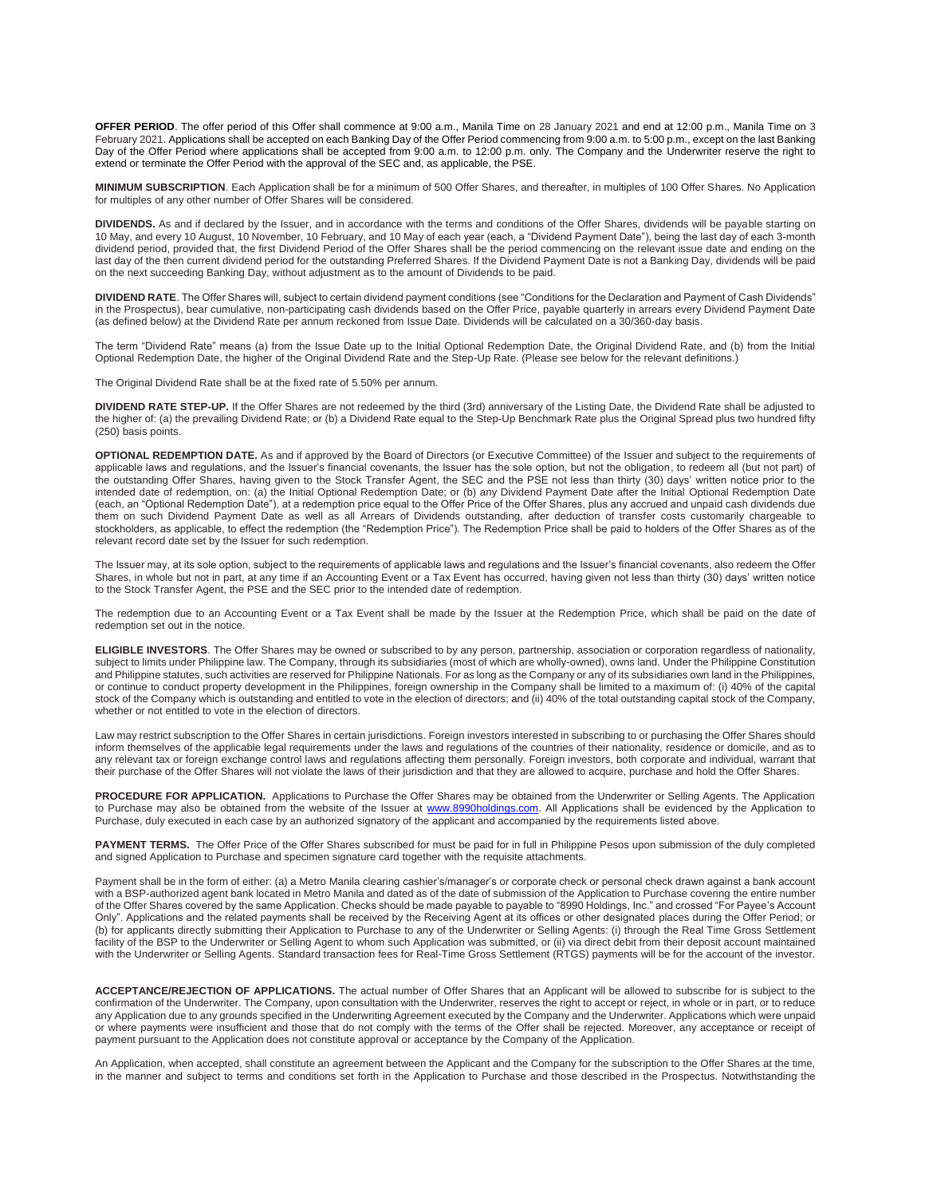**OFFER PERIOD**. The offer period of this Offer shall commence at 9:00 a.m., Manila Time on 28 January 2021 and end at 12:00 p.m., Manila Time on 3 February 2021. Applications shall be accepted on each Banking Day of the Offer Period commencing from 9:00 a.m. to 5:00 p.m., except on the last Banking Day of the Offer Period where applications shall be accepted from 9:00 a.m. to 12:00 p.m. only. The Company and the Underwriter reserve the right to extend or terminate the Offer Period with the approval of the SEC and, as applicable, the PSE.

**MINIMUM SUBSCRIPTION**. Each Application shall be for a minimum of 500 Offer Shares, and thereafter, in multiples of 100 Offer Shares. No Application for multiples of any other number of Offer Shares will be considered.

**DIVIDENDS.** As and if declared by the Issuer, and in accordance with the terms and conditions of the Offer Shares, dividends will be payable starting on 10 May, and every 10 August, 10 November, 10 February, and 10 May of each year (each, a "Dividend Payment Date"), being the last day of each 3-month dividend period, provided that, the first Dividend Period of the Offer Shares shall be the period commencing on the relevant issue date and ending on the last day of the then current dividend period for the outstanding Preferred Shares. If the Dividend Payment Date is not a Banking Day, dividends will be paid on the next succeeding Banking Day, without adjustment as to the amount of Dividends to be paid.

**DIVIDEND RATE**. The Offer Shares will, subject to certain dividend payment conditions (see "Conditions for the Declaration and Payment of Cash Dividends" in the Prospectus), bear cumulative, non-participating cash dividends based on the Offer Price, payable quarterly in arrears every Dividend Payment Date (as defined below) at the Dividend Rate per annum reckoned from Issue Date. Dividends will be calculated on a 30/360-day basis.

The term "Dividend Rate" means (a) from the Issue Date up to the Initial Optional Redemption Date, the Original Dividend Rate, and (b) from the Initial Optional Redemption Date, the higher of the Original Dividend Rate and the Step-Up Rate. (Please see below for the relevant definitions.)

The Original Dividend Rate shall be at the fixed rate of 5.50% per annum.

**DIVIDEND RATE STEP-UP.** If the Offer Shares are not redeemed by the third (3rd) anniversary of the Listing Date, the Dividend Rate shall be adjusted to the higher of: (a) the prevailing Dividend Rate; or (b) a Dividend Rate equal to the Step-Up Benchmark Rate plus the Original Spread plus two hundred fifty (250) basis points.

**OPTIONAL REDEMPTION DATE.** As and if approved by the Board of Directors (or Executive Committee) of the Issuer and subject to the requirements of applicable laws and regulations, and the Issuer's financial covenants, the Issuer has the sole option, but not the obligation, to redeem all (but not part) of the outstanding Offer Shares, having given to the Stock Transfer Agent, the SEC and the PSE not less than thirty (30) days' written notice prior to the intended date of redemption, on: (a) the Initial Optional Redemption Date; or (b) any Dividend Payment Date after the Initial Optional Redemption Date (each, an "Optional Redemption Date"), at a redemption price equal to the Offer Price of the Offer Shares, plus any accrued and unpaid cash dividends due them on such Dividend Payment Date as well as all Arrears of Dividends outstanding, after deduction of transfer costs customarily chargeable to stockholders, as applicable, to effect the redemption (the "Redemption Price"). The Redemption Price shall be paid to holders of the Offer Shares as of the relevant record date set by the Issuer for such redemption.

The Issuer may, at its sole option, subject to the requirements of applicable laws and regulations and the Issuer's financial covenants, also redeem the Offer Shares, in whole but not in part, at any time if an Accounting Event or a Tax Event has occurred, having given not less than thirty (30) days' written notice to the Stock Transfer Agent, the PSE and the SEC prior to the intended date of redemption.

The redemption due to an Accounting Event or a Tax Event shall be made by the Issuer at the Redemption Price, which shall be paid on the date of redemption set out in the notice.

**ELIGIBLE INVESTORS**. The Offer Shares may be owned or subscribed to by any person, partnership, association or corporation regardless of nationality, subject to limits under Philippine law. The Company, through its subsidiaries (most of which are wholly-owned), owns land. Under the Philippine Constitution and Philippine statutes, such activities are reserved for Philippine Nationals. For as long as the Company or any of its subsidiaries own land in the Philippines, or continue to conduct property development in the Philippines, foreign ownership in the Company shall be limited to a maximum of: (i) 40% of the capital stock of the Company which is outstanding and entitled to vote in the election of directors; and (ii) 40% of the total outstanding capital stock of the Company, whether or not entitled to vote in the election of directors.

Law may restrict subscription to the Offer Shares in certain jurisdictions. Foreign investors interested in subscribing to or purchasing the Offer Shares should inform themselves of the applicable legal requirements under the laws and regulations of the countries of their nationality, residence or domicile, and as to any relevant tax or foreign exchange control laws and regulations affecting them personally. Foreign investors, both corporate and individual, warrant that their purchase of the Offer Shares will not violate the laws of their jurisdiction and that they are allowed to acquire, purchase and hold the Offer Shares.

**PROCEDURE FOR APPLICATION.** Applications to Purchase the Offer Shares may be obtained from the Underwriter or Selling Agents. The Application to Purchase may also be obtained from the website of the Issuer at www.8990holdings.com. All Applications shall be evidenced by the Application to Purchase, duly executed in each case by an authorized signatory of the applicant and accompanied by the requirements listed above.

**PAYMENT TERMS.** The Offer Price of the Offer Shares subscribed for must be paid for in full in Philippine Pesos upon submission of the duly completed and signed Application to Purchase and specimen signature card together with the requisite attachments.

Payment shall be in the form of either: (a) a Metro Manila clearing cashier's/manager's or corporate check or personal check drawn against a bank account with a BSP-authorized agent bank located in Metro Manila and dated as of the date of submission of the Application to Purchase covering the entire number of the Offer Shares covered by the same Application. Checks should be made payable to payable to "8990 Holdings, Inc." and crossed "For Payee's Account Only". Applications and the related payments shall be received by the Receiving Agent at its offices or other designated places during the Offer Period; or (b) for applicants directly submitting their Application to Purchase to any of the Underwriter or Selling Agents: (i) through the Real Time Gross Settlement facility of the BSP to the Underwriter or Selling Agent to whom such Application was submitted, or (ii) via direct debit from their deposit account maintained with the Underwriter or Selling Agents. Standard transaction fees for Real-Time Gross Settlement (RTGS) payments will be for the account of the investor.

**ACCEPTANCE/REJECTION OF APPLICATIONS.** The actual number of Offer Shares that an Applicant will be allowed to subscribe for is subject to the confirmation of the Underwriter. The Company, upon consultation with the Underwriter, reserves the right to accept or reject, in whole or in part, or to reduce any Application due to any grounds specified in the Underwriting Agreement executed by the Company and the Underwriter. Applications which were unpaid or where payments were insufficient and those that do not comply with the terms of the Offer shall be rejected. Moreover, any acceptance or receipt of payment pursuant to the Application does not constitute approval or acceptance by the Company of the Application.

An Application, when accepted, shall constitute an agreement between the Applicant and the Company for the subscription to the Offer Shares at the time, in the manner and subject to terms and conditions set forth in the Application to Purchase and those described in the Prospectus. Notwithstanding the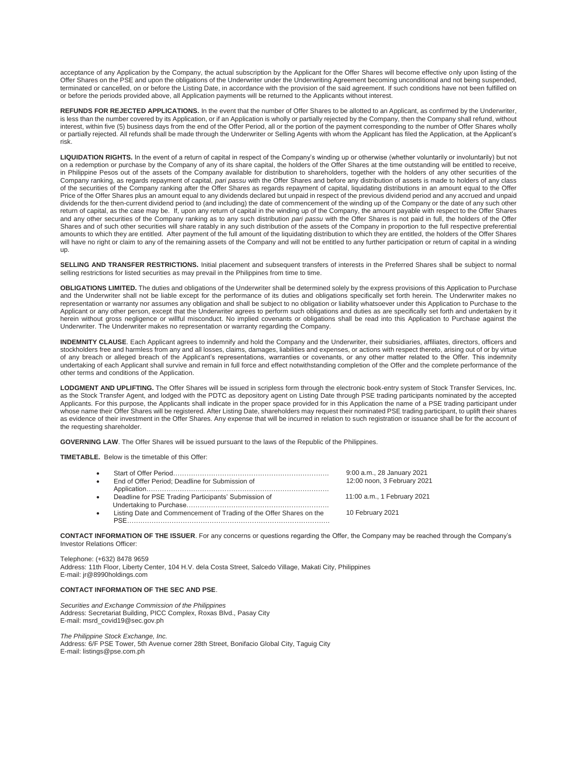acceptance of any Application by the Company, the actual subscription by the Applicant for the Offer Shares will become effective only upon listing of the Offer Shares on the PSE and upon the obligations of the Underwriter under the Underwriting Agreement becoming unconditional and not being suspended, terminated or cancelled, on or before the Listing Date, in accordance with the provision of the said agreement. If such conditions have not been fulfilled on or before the periods provided above, all Application payments will be returned to the Applicants without interest.

**REFUNDS FOR REJECTED APPLICATIONS.** In the event that the number of Offer Shares to be allotted to an Applicant, as confirmed by the Underwriter, is less than the number covered by its Application, or if an Application is wholly or partially rejected by the Company, then the Company shall refund, without interest, within five (5) business days from the end of the Offer Period, all or the portion of the payment corresponding to the number of Offer Shares wholly or partially rejected. All refunds shall be made through the Underwriter or Selling Agents with whom the Applicant has filed the Application, at the Applicant's risk.

**LIQUIDATION RIGHTS.** In the event of a return of capital in respect of the Company's winding up or otherwise (whether voluntarily or involuntarily) but not on a redemption or purchase by the Company of any of its share capital, the holders of the Offer Shares at the time outstanding will be entitled to receive, in Philippine Pesos out of the assets of the Company available for distribution to shareholders, together with the holders of any other securities of the Company ranking, as regards repayment of capital, *pari passu* with the Offer Shares and before any distribution of assets is made to holders of any class of the securities of the Company ranking after the Offer Shares as regards repayment of capital, liquidating distributions in an amount equal to the Offer Price of the Offer Shares plus an amount equal to any dividends declared but unpaid in respect of the previous dividend period and any accrued and unpaid dividends for the then-current dividend period to (and including) the date of commencement of the winding up of the Company or the date of any such other return of capital, as the case may be. If, upon any return of capital in the winding up of the Company, the amount payable with respect to the Offer Shares and any other securities of the Company ranking as to any such distribution *pari passu* with the Offer Shares is not paid in full, the holders of the Offer Shares and of such other securities will share ratably in any such distribution of the assets of the Company in proportion to the full respective preferential amounts to which they are entitled. After payment of the full amount of the liquidating distribution to which they are entitled, the holders of the Offer Shares will have no right or claim to any of the remaining assets of the Company and will not be entitled to any further participation or return of capital in a winding up.

**SELLING AND TRANSFER RESTRICTIONS.** Initial placement and subsequent transfers of interests in the Preferred Shares shall be subject to normal selling restrictions for listed securities as may prevail in the Philippines from time to time.

**OBLIGATIONS LIMITED.** The duties and obligations of the Underwriter shall be determined solely by the express provisions of this Application to Purchase and the Underwriter shall not be liable except for the performance of its duties and obligations specifically set forth herein. The Underwriter makes no representation or warranty nor assumes any obligation and shall be subject to no obligation or liability whatsoever under this Application to Purchase to the Applicant or any other person, except that the Underwriter agrees to perform such obligations and duties as are specifically set forth and undertaken by it herein without gross negligence or willful misconduct. No implied covenants or obligations shall be read into this Application to Purchase against the Underwriter. The Underwriter makes no representation or warranty regarding the Company.

**INDEMNITY CLAUSE**. Each Applicant agrees to indemnify and hold the Company and the Underwriter, their subsidiaries, affiliates, directors, officers and stockholders free and harmless from any and all losses, claims, damages, liabilities and expenses, or actions with respect thereto, arising out of or by virtue of any breach or alleged breach of the Applicant's representations, warranties or covenants, or any other matter related to the Offer. This indemnity undertaking of each Applicant shall survive and remain in full force and effect notwithstanding completion of the Offer and the complete performance of the other terms and conditions of the Application.

**LODGMENT AND UPLIFTING.** The Offer Shares will be issued in scripless form through the electronic book-entry system of Stock Transfer Services, Inc. as the Stock Transfer Agent, and lodged with the PDTC as depository agent on Listing Date through PSE trading participants nominated by the accepted Applicants. For this purpose, the Applicants shall indicate in the proper space provided for in this Application the name of a PSE trading participant under whose name their Offer Shares will be registered. After Listing Date, shareholders may request their nominated PSE trading participant, to uplift their shares as evidence of their investment in the Offer Shares. Any expense that will be incurred in relation to such registration or issuance shall be for the account of the requesting shareholder.

**GOVERNING LAW**. The Offer Shares will be issued pursuant to the laws of the Republic of the Philippines.

**TIMETABLE.** Below is the timetable of this Offer:

| | |
|---|---|
| • Start of Offer Period……………………………………………………………… | 9:00 a.m., 28 January 2021 |
| • End of Offer Period; Deadline for Submission of Application……………………………………………………………………… | 12:00 noon, 3 February 2021 |
| • Deadline for PSE Trading Participants' Submission of Undertaking to Purchase……………………………………………………… | 11:00 a.m., 1 February 2021 |
| • Listing Date and Commencement of Trading of the Offer Shares on the PSE………………………………………………………………………………… | 10 February 2021 |

**CONTACT INFORMATION OF THE ISSUER**. For any concerns or questions regarding the Offer, the Company may be reached through the Company's Investor Relations Officer:

Telephone: (+632) 8478 9659
Address: 11th Floor, Liberty Center, 104 H.V. dela Costa Street, Salcedo Village, Makati City, Philippines
E-mail: jr@8990holdings.com

**CONTACT INFORMATION OF THE SEC AND PSE**.

*Securities and Exchange Commission of the Philippines*
Address: Secretariat Building, PICC Complex, Roxas Blvd., Pasay City
E-mail: msrd_covid19@sec.gov.ph

*The Philippine Stock Exchange, Inc.*
Address: 6/F PSE Tower, 5th Avenue corner 28th Street, Bonifacio Global City, Taguig City
E-mail: listings@pse.com.ph